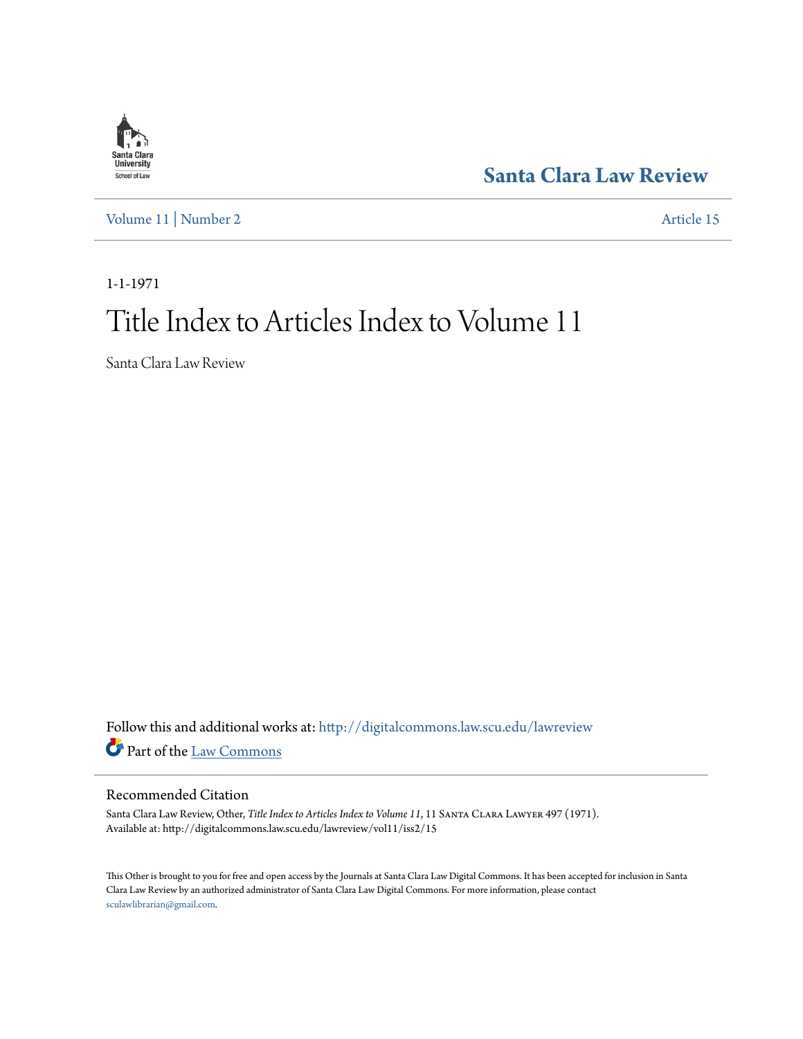Santa Clara University School of Law

# Santa Clara Law Review

Volume 11 | Number 2

Article 15

1-1-1971

# Title Index to Articles Index to Volume 11

Santa Clara Law Review

Follow this and additional works at: http://digitalcommons.law.scu.edu/lawreview

Part of the Law Commons

## Recommended Citation

Santa Clara Law Review, Other, *Title Index to Articles Index to Volume 11*, 11 Santa Clara Lawyer 497 (1971).
Available at: http://digitalcommons.law.scu.edu/lawreview/vol11/iss2/15

This Other is brought to you for free and open access by the Journals at Santa Clara Law Digital Commons. It has been accepted for inclusion in Santa Clara Law Review by an authorized administrator of Santa Clara Law Digital Commons. For more information, please contact sculawlibrarian@gmail.com.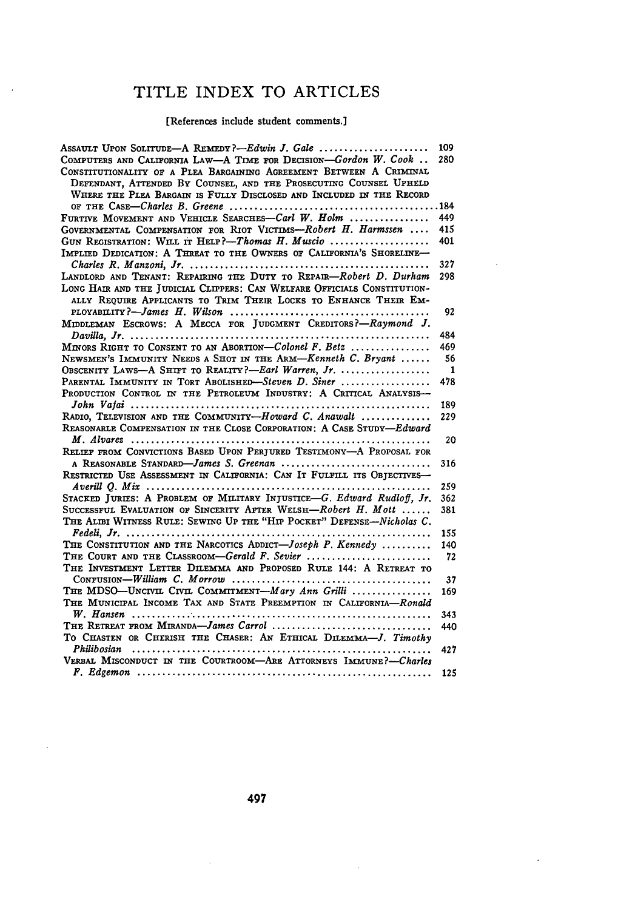# TITLE INDEX TO ARTICLES

[References include student comments.]

| | |
|---|---|
| ASSAULT UPON SOLITUDE—A REMEDY?—*Edwin J. Gale* | 109 |
| COMPUTERS AND CALIFORNIA LAW—A TIME FOR DECISION—*Gordon W. Cook* | 280 |
| CONSTITUTIONALITY OF A PLEA BARGAINING AGREEMENT BETWEEN A CRIMINAL DEFENDANT, ATTENDED BY COUNSEL, AND THE PROSECUTING COUNSEL UPHELD WHERE THE PLEA BARGAIN IS FULLY DISCLOSED AND INCLUDED IN THE RECORD OF THE CASE—*Charles B. Greene* | 184 |
| FURTIVE MOVEMENT AND VEHICLE SEARCHES—*Carl W. Holm* | 449 |
| GOVERNMENTAL COMPENSATION FOR RIOT VICTIMS—*Robert H. Harmssen* | 415 |
| GUN REGISTRATION: WILL IT HELP?—*Thomas H. Muscio* | 401 |
| IMPLIED DEDICATION: A THREAT TO THE OWNERS OF CALIFORNIA'S SHORELINE—*Charles R. Manzoni, Jr.* | 327 |
| LANDLORD AND TENANT: REPAIRING THE DUTY TO REPAIR—*Robert D. Durham* | 298 |
| LONG HAIR AND THE JUDICIAL CLIPPERS: CAN WELFARE OFFICIALS CONSTITUTIONALLY REQUIRE APPLICANTS TO TRIM THEIR LOCKS TO ENHANCE THEIR EMPLOYABILITY?—*James H. Wilson* | 92 |
| MIDDLEMAN ESCROWS: A MECCA FOR JUDGMENT CREDITORS?—*Raymond J. Davilla, Jr.* | 484 |
| MINORS RIGHT TO CONSENT TO AN ABORTION—*Colonel F. Betz* | 469 |
| NEWSMEN'S IMMUNITY NEEDS A SHOT IN THE ARM—*Kenneth C. Bryant* | 56 |
| OBSCENITY LAWS—A SHIFT TO REALITY?—*Earl Warren, Jr.* | 1 |
| PARENTAL IMMUNITY IN TORT ABOLISHED—*Steven D. Siner* | 478 |
| PRODUCTION CONTROL IN THE PETROLEUM INDUSTRY: A CRITICAL ANALYSIS—*John Vafai* | 189 |
| RADIO, TELEVISION AND THE COMMUNITY—*Howard C. Anawalt* | 229 |
| REASONABLE COMPENSATION IN THE CLOSE CORPORATION: A CASE STUDY—*Edward M. Alvarez* | 20 |
| RELIEF FROM CONVICTIONS BASED UPON PERJURED TESTIMONY—A PROPOSAL FOR A REASONABLE STANDARD—*James S. Greenan* | 316 |
| RESTRICTED USE ASSESSMENT IN CALIFORNIA: CAN IT FULFILL ITS OBJECTIVES—*Averill Q. Mix* | 259 |
| STACKED JURIES: A PROBLEM OF MILITARY INJUSTICE—*G. Edward Rudloff, Jr.* | 362 |
| SUCCESSFUL EVALUATION OF SINCERITY AFTER WELSH—*Robert H. Mott* | 381 |
| THE ALIBI WITNESS RULE: SEWING UP THE "HIP POCKET" DEFENSE—*Nicholas C. Fedeli, Jr.* | 155 |
| THE CONSTITUTION AND THE NARCOTICS ADDICT—*Joseph P. Kennedy* | 140 |
| THE COURT AND THE CLASSROOM—*Gerald F. Sevier* | 72 |
| THE INVESTMENT LETTER DILEMMA AND PROPOSED RULE 144: A RETREAT TO CONFUSION—*William C. Morrow* | 37 |
| THE MDSO—UNCIVIL CIVIL COMMITMENT—*Mary Ann Grilli* | 169 |
| THE MUNICIPAL INCOME TAX AND STATE PREEMPTION IN CALIFORNIA—*Ronald W. Hansen* | 343 |
| THE RETREAT FROM MIRANDA—*James Carrol* | 440 |
| TO CHASTEN OR CHERISH THE CHASER: AN ETHICAL DILEMMA—*J. Timothy Philibosian* | 427 |
| VERBAL MISCONDUCT IN THE COURTROOM—ARE ATTORNEYS IMMUNE?—*Charles F. Edgemon* | 125 |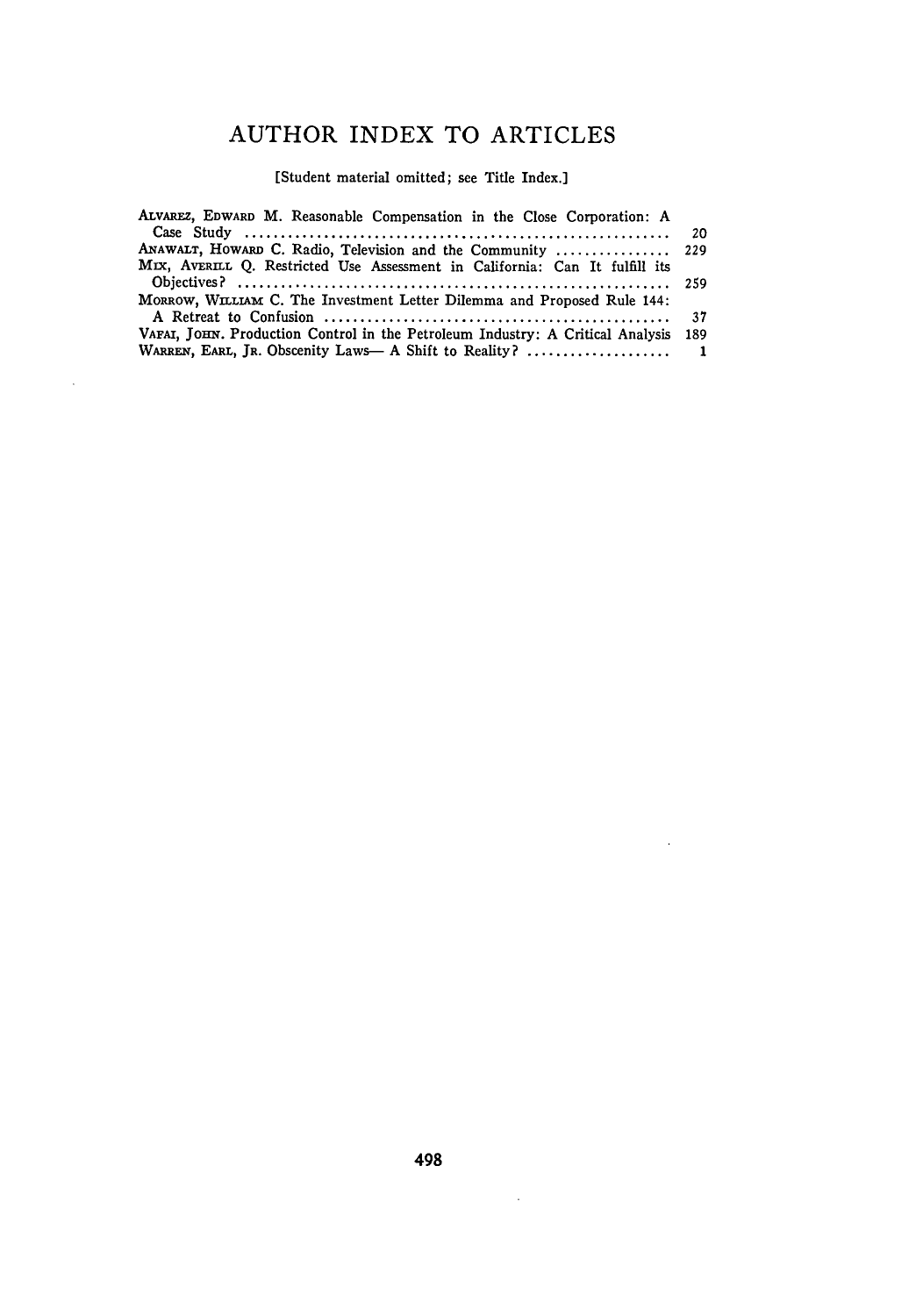# AUTHOR INDEX TO ARTICLES

[Student material omitted; see Title Index.]

ALVAREZ, EDWARD M. Reasonable Compensation in the Close Corporation: A Case Study ........................................................ 20

ANAWALT, HOWARD C. Radio, Television and the Community ................ 229

MIX, AVERILL Q. Restricted Use Assessment in California: Can It fulfill its Objectives? ........................................................ 259

MORROW, WILLIAM C. The Investment Letter Dilemma and Proposed Rule 144: A Retreat to Confusion ................................................ 37

VAFAI, JOHN. Production Control in the Petroleum Industry: A Critical Analysis 189

WARREN, EARL, JR. Obscenity Laws— A Shift to Reality? .................... 1